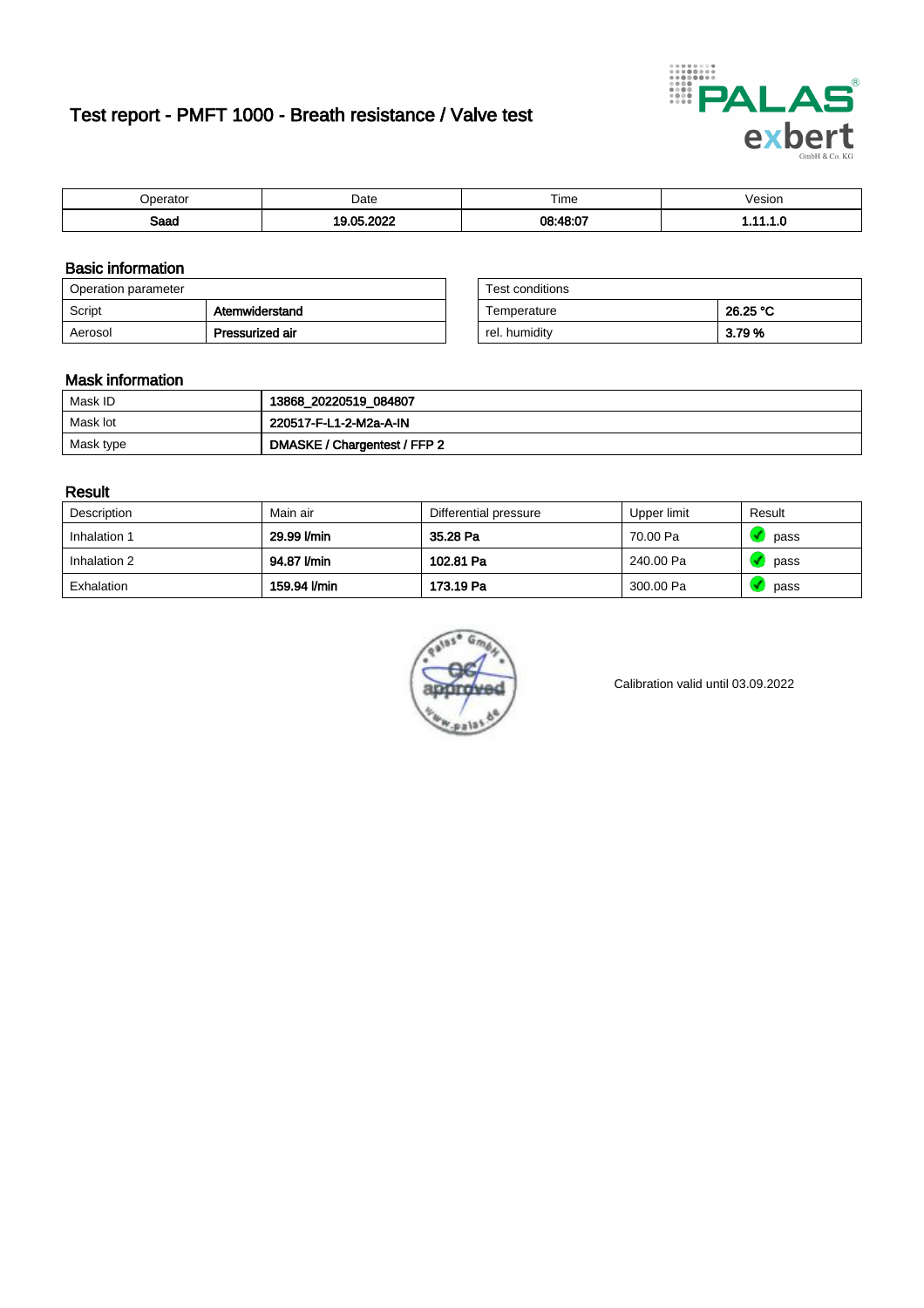# Test report - PMFT 1000 - Breath resistance / Valve test

| Operator | Date | Time | Vesion |
|---|---|---|---|
| **Saad** | **19.05.2022** | **08:48:07** | **1.11.1.0** |

## Basic information

| Operation parameter | |
|---|---|
| Script | **Atemwiderstand** |
| Aerosol | **Pressurized air** |

| Test conditions | |
|---|---|
| Temperature | **26.25 °C** |
| rel. humidity | **3.79 %** |

## Mask information

| | |
|---|---|
| Mask ID | **13868_20220519_084807** |
| Mask lot | **220517-F-L1-2-M2a-A-IN** |
| Mask type | **DMASKE / Chargentest / FFP 2** |

## Result

| Description | Main air | Differential pressure | Upper limit | Result |
|---|---|---|---|---|
| Inhalation 1 | **29.99 l/min** | **35.28 Pa** | 70.00 Pa | pass |
| Inhalation 2 | **94.87 l/min** | **102.81 Pa** | 240.00 Pa | pass |
| Exhalation | **159.94 l/min** | **173.19 Pa** | 300.00 Pa | pass |

Calibration valid until 03.09.2022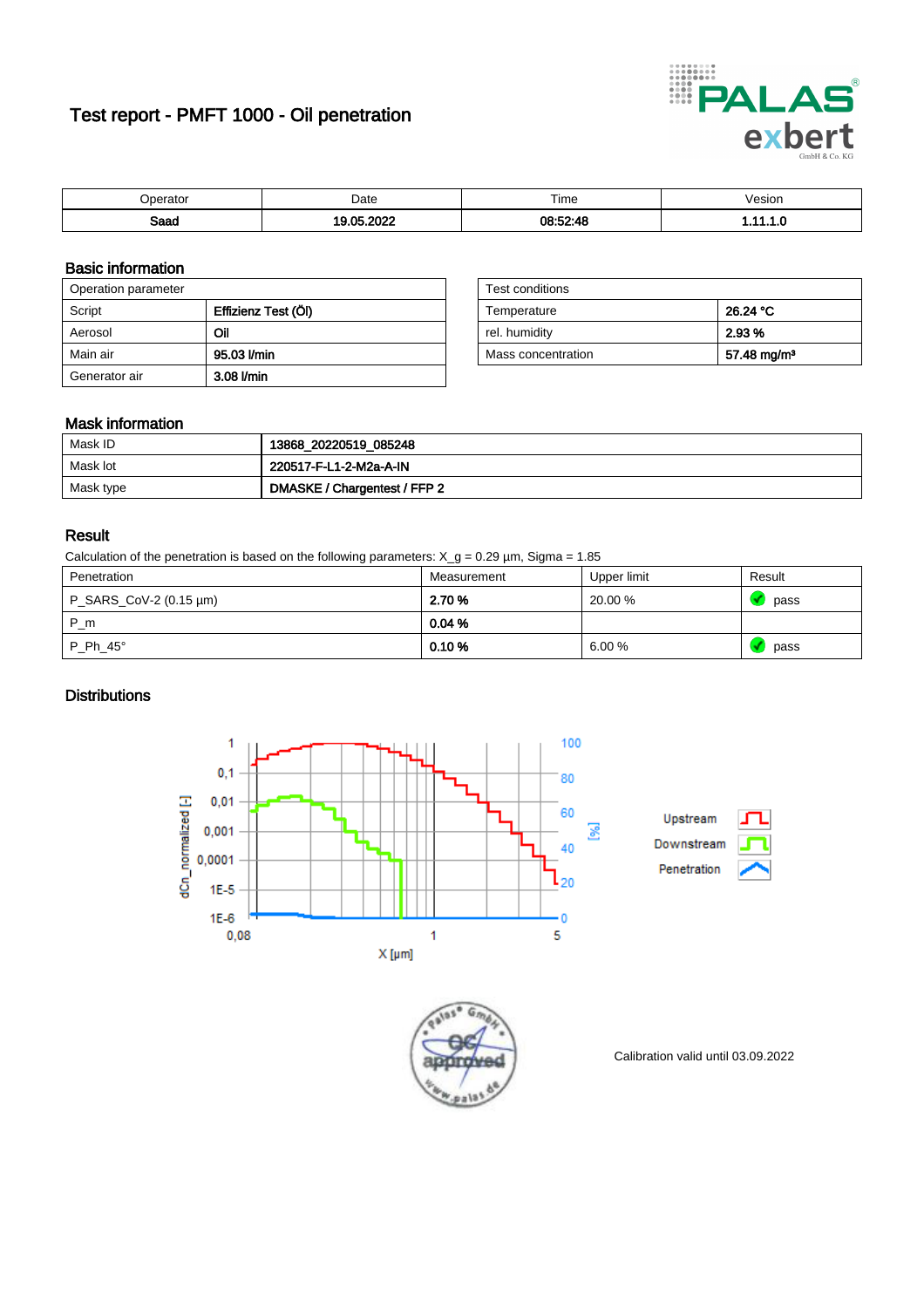# Test report - PMFT 1000 - Oil penetration

PALAS exbert GmbH & Co. KG

| Operator | Date | Time | Vesion |
|---|---|---|---|
| **Saad** | **19.05.2022** | **08:52:48** | **1.11.1.0** |

## Basic information

| Operation parameter | |
|---|---|
| Script | **Effizienz Test (Öl)** |
| Aerosol | **Oil** |
| Main air | **95.03 l/min** |
| Generator air | **3.08 l/min** |

| Test conditions | |
|---|---|
| Temperature | **26.24 °C** |
| rel. humidity | **2.93 %** |
| Mass concentration | **57.48 mg/m³** |

## Mask information

| | |
|---|---|
| Mask ID | **13868_20220519_085248** |
| Mask lot | **220517-F-L1-2-M2a-A-IN** |
| Mask type | **DMASKE / Chargentest / FFP 2** |

## Result

Calculation of the penetration is based on the following parameters: X_g = 0.29 µm, Sigma = 1.85

| Penetration | Measurement | Upper limit | Result |
|---|---|---|---|
| P_SARS_CoV-2 (0.15 µm) | **2.70 %** | 20.00 % | pass |
| P_m | **0.04 %** | | |
| P_Ph_45° | **0.10 %** | 6.00 % | pass |

## Distributions

dCn_normalized [-]
1
0,1
0,01
0,001
0,0001
1E-5
1E-6
0,08
1
5
X [µm]
[%]
100
80
60
40
20
0
Upstream
Downstream
Penetration

Palas® GmbH QC approved www.palas.de

Calibration valid until 03.09.2022